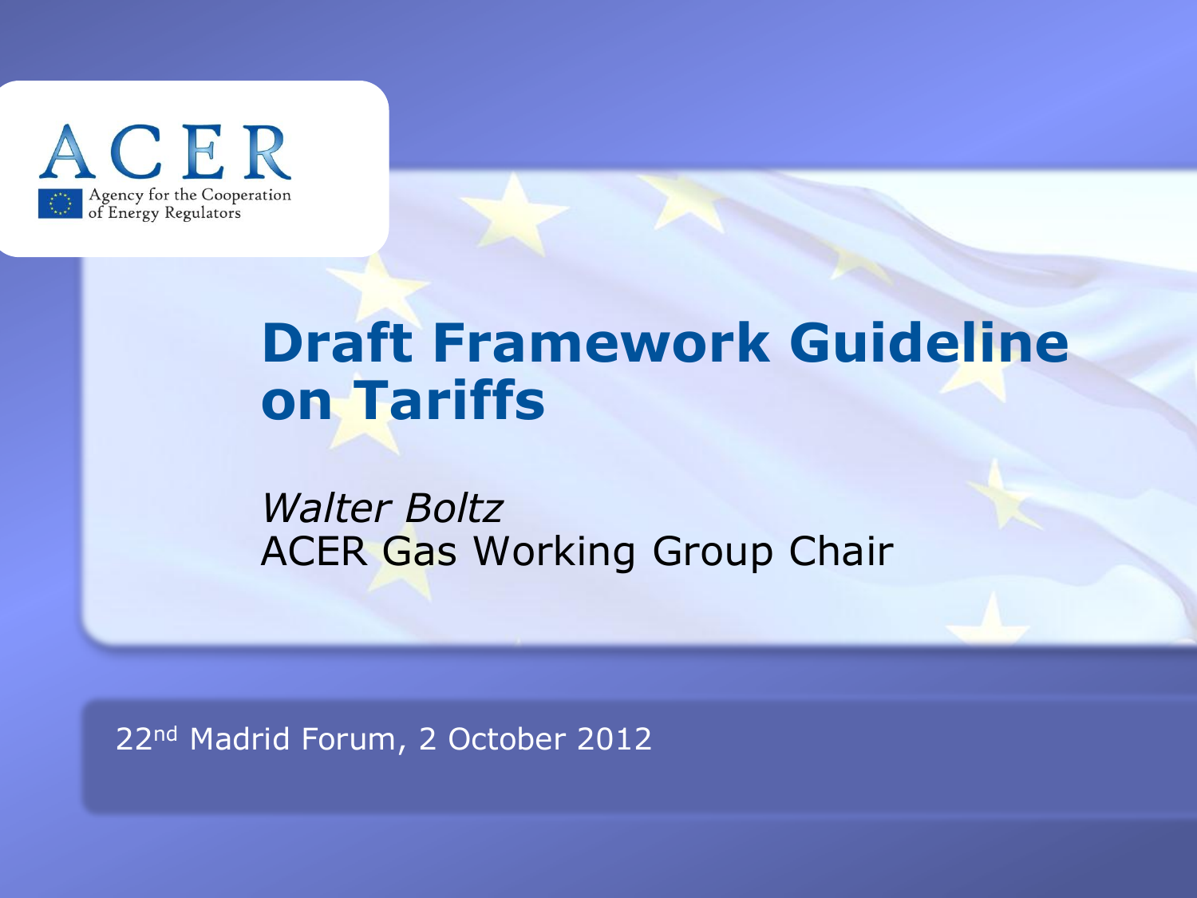ACER

Agency for the Cooperation of Energy Regulators

# Draft Framework Guideline on Tariffs

*Walter Boltz*
ACER Gas Working Group Chair

22nd Madrid Forum, 2 October 2012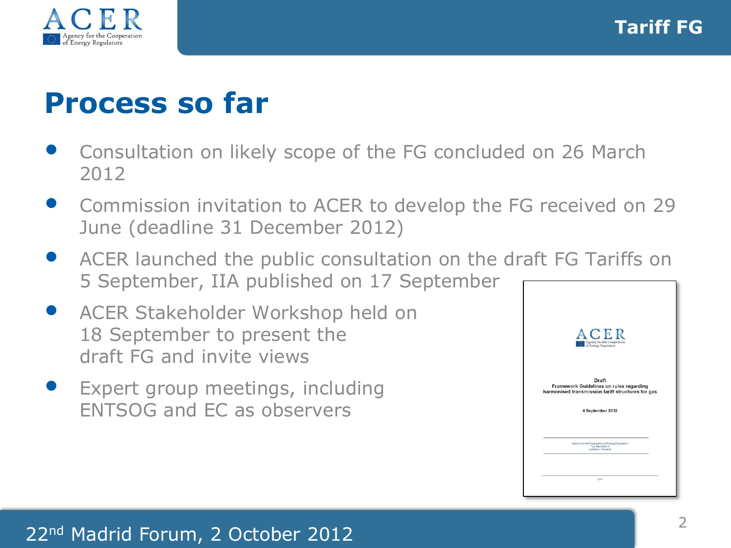# Process so far

- Consultation on likely scope of the FG concluded on 26 March 2012
- Commission invitation to ACER to develop the FG received on 29 June (deadline 31 December 2012)
- ACER launched the public consultation on the draft FG Tariffs on 5 September, IIA published on 17 September
- ACER Stakeholder Workshop held on 18 September to present the draft FG and invite views
- Expert group meetings, including ENTSOG and EC as observers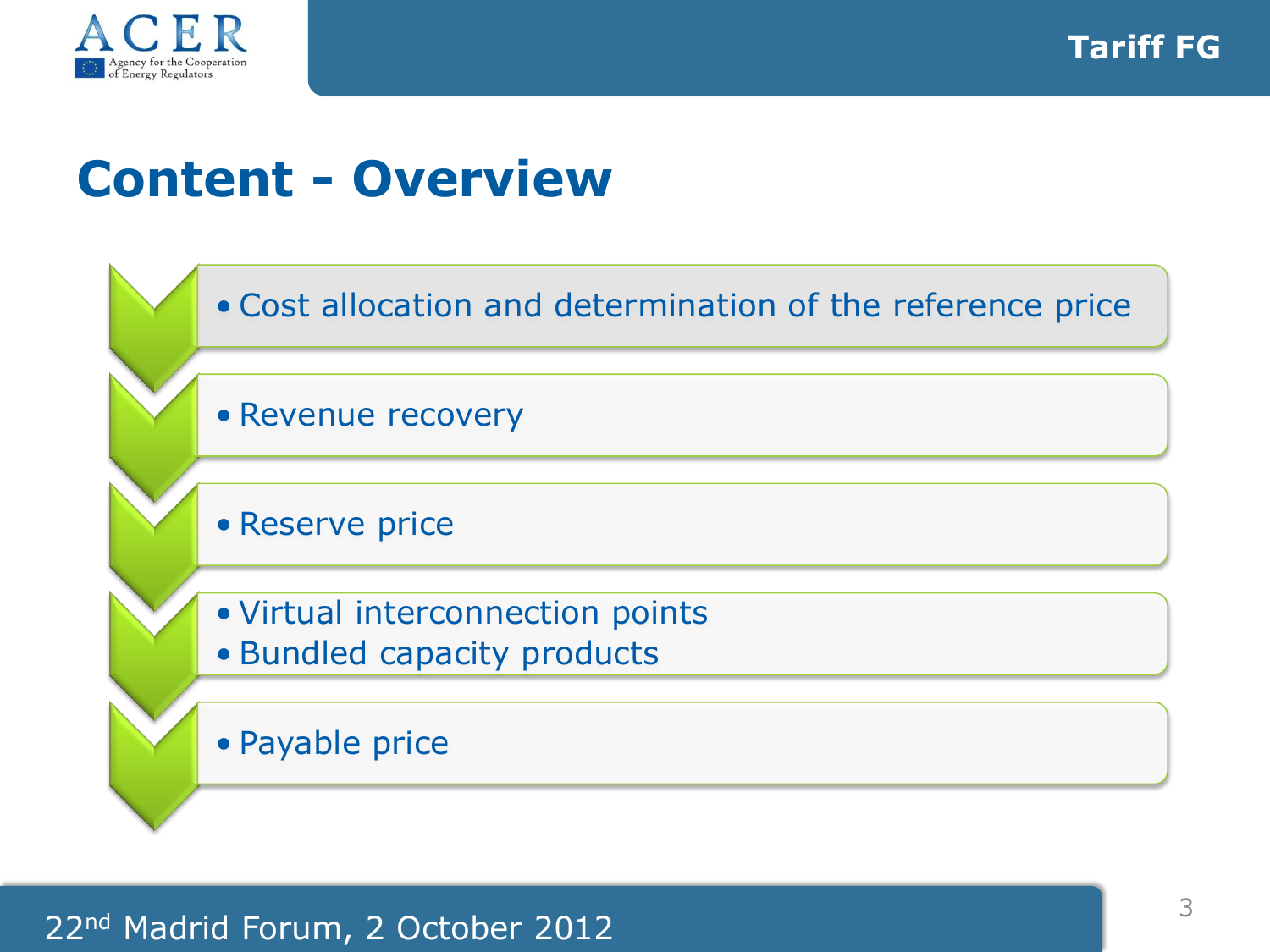# Content - Overview

- Cost allocation and determination of the reference price
- Revenue recovery
- Reserve price
- Virtual interconnection points
- Bundled capacity products
- Payable price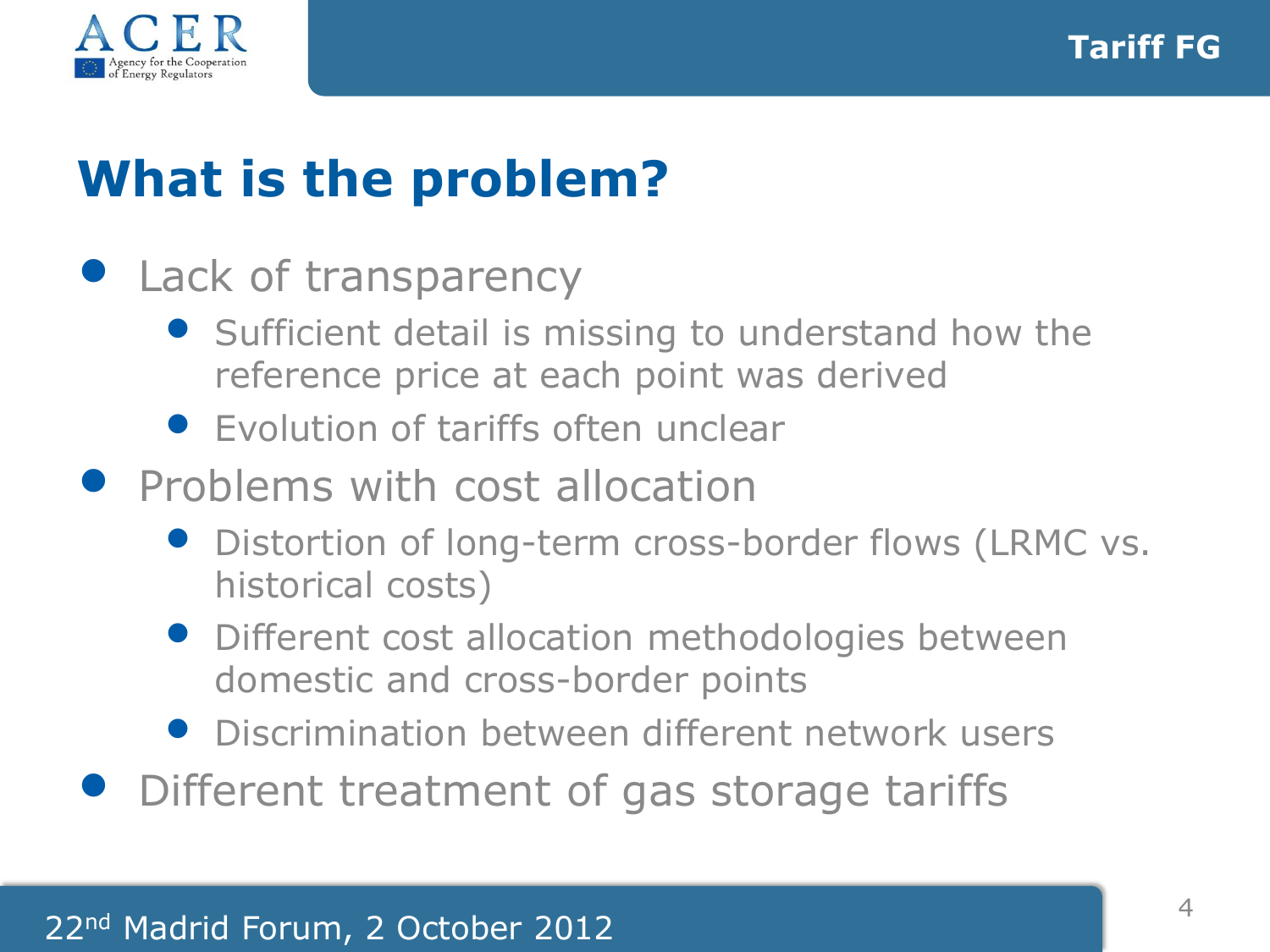# What is the problem?

- Lack of transparency
  - Sufficient detail is missing to understand how the reference price at each point was derived
  - Evolution of tariffs often unclear
- Problems with cost allocation
  - Distortion of long-term cross-border flows (LRMC vs. historical costs)
  - Different cost allocation methodologies between domestic and cross-border points
  - Discrimination between different network users
- Different treatment of gas storage tariffs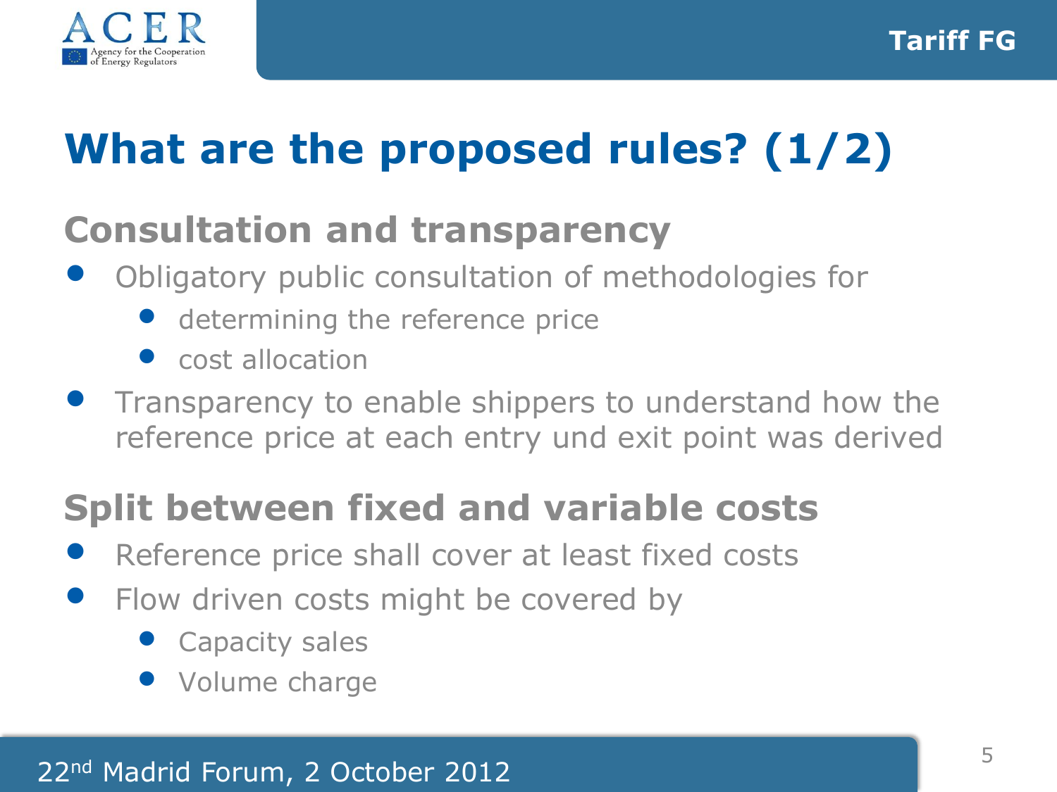# What are the proposed rules? (1/2)

## Consultation and transparency

- Obligatory public consultation of methodologies for
  - determining the reference price
  - cost allocation
- Transparency to enable shippers to understand how the reference price at each entry und exit point was derived

## Split between fixed and variable costs

- Reference price shall cover at least fixed costs
- Flow driven costs might be covered by
  - Capacity sales
  - Volume charge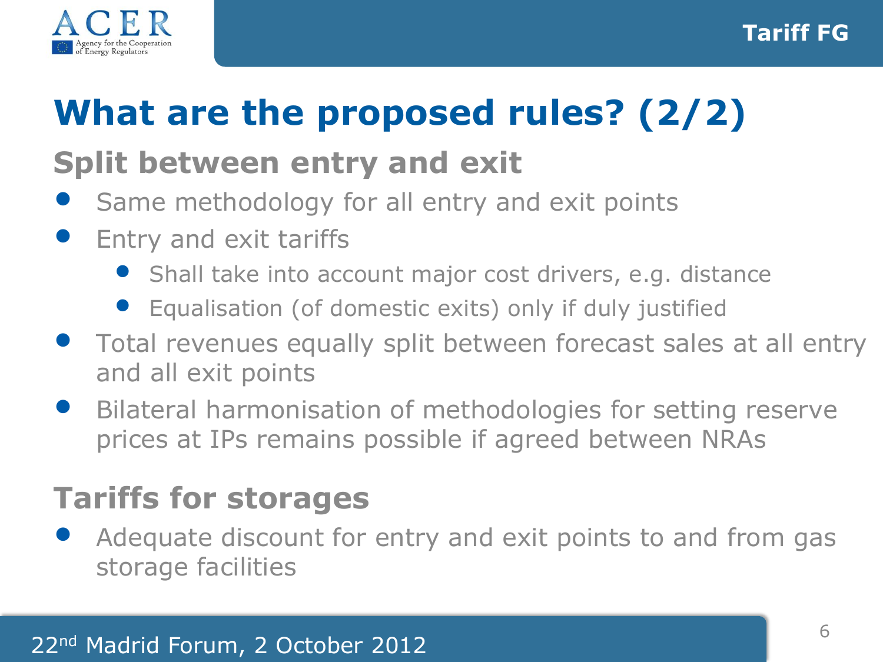# What are the proposed rules? (2/2)

## Split between entry and exit

- Same methodology for all entry and exit points
- Entry and exit tariffs
  - Shall take into account major cost drivers, e.g. distance
  - Equalisation (of domestic exits) only if duly justified
- Total revenues equally split between forecast sales at all entry and all exit points
- Bilateral harmonisation of methodologies for setting reserve prices at IPs remains possible if agreed between NRAs

## Tariffs for storages

- Adequate discount for entry and exit points to and from gas storage facilities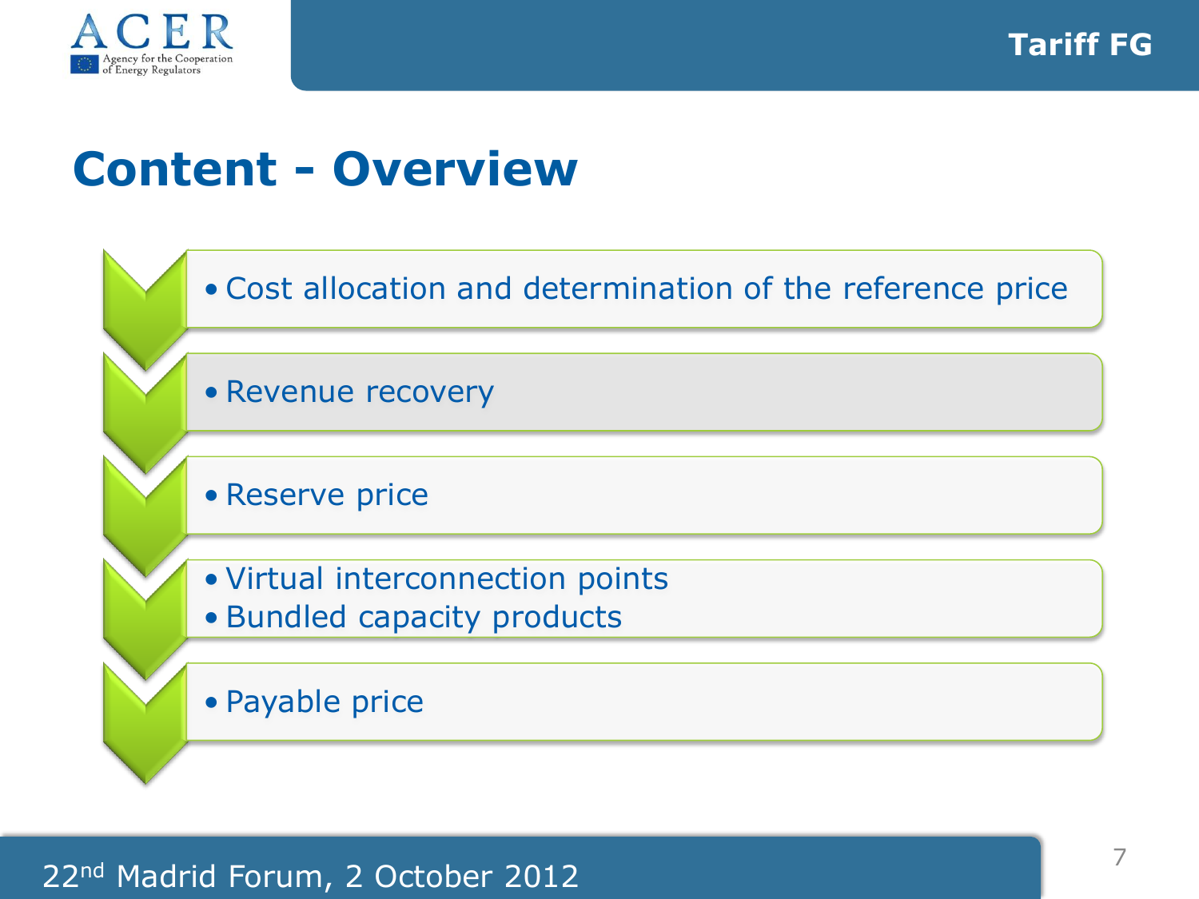# Content - Overview

- Cost allocation and determination of the reference price
- Revenue recovery
- Reserve price
- Virtual interconnection points
- Bundled capacity products
- Payable price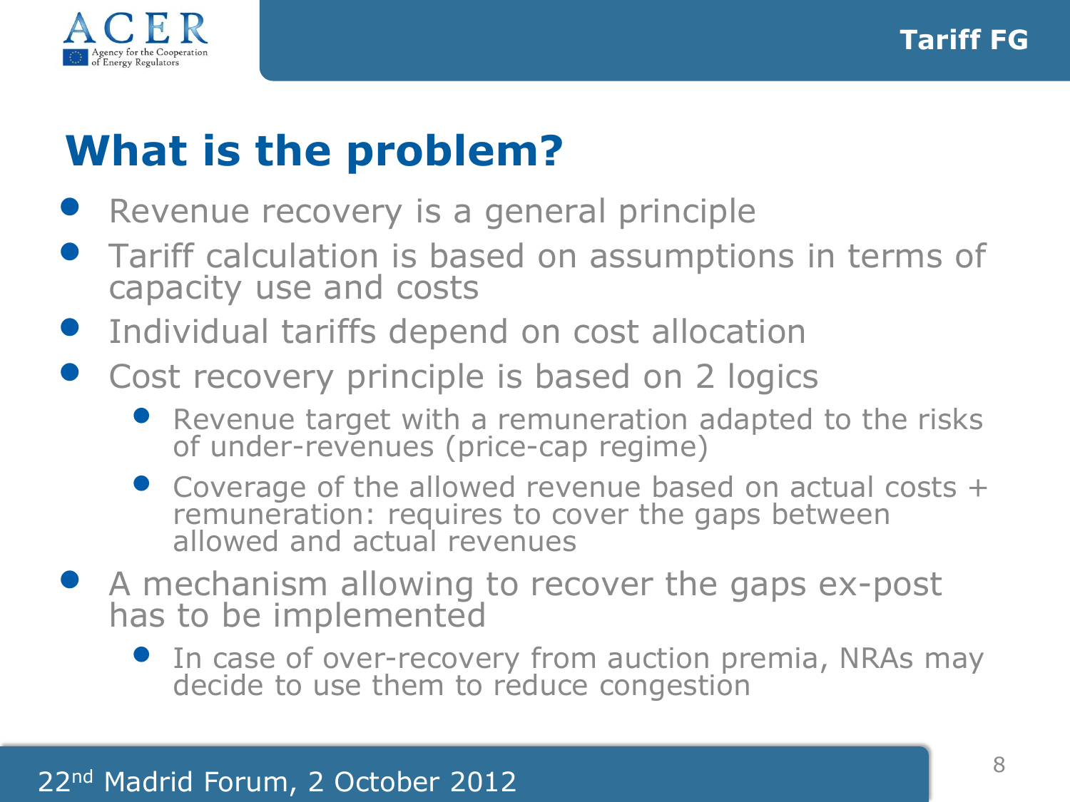# What is the problem?

- Revenue recovery is a general principle
- Tariff calculation is based on assumptions in terms of capacity use and costs
- Individual tariffs depend on cost allocation
- Cost recovery principle is based on 2 logics
  - Revenue target with a remuneration adapted to the risks of under-revenues (price-cap regime)
  - Coverage of the allowed revenue based on actual costs + remuneration: requires to cover the gaps between allowed and actual revenues
- A mechanism allowing to recover the gaps ex-post has to be implemented
  - In case of over-recovery from auction premia, NRAs may decide to use them to reduce congestion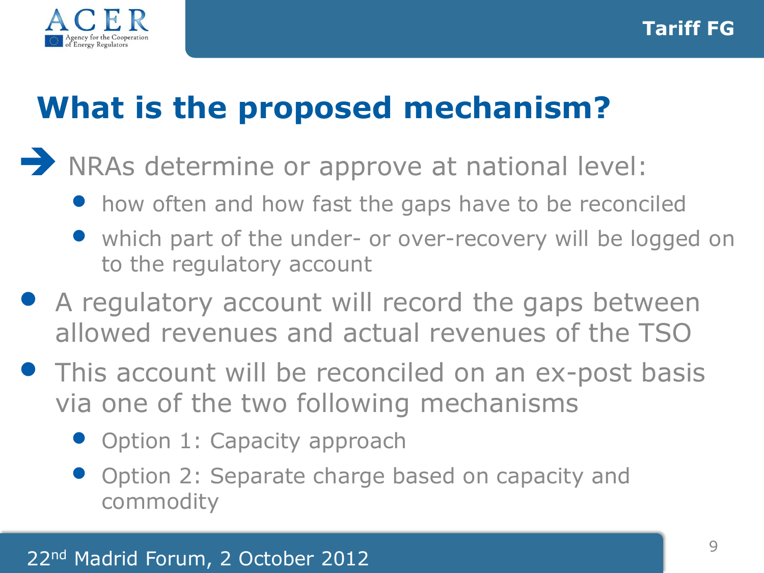# What is the proposed mechanism?

→ NRAs determine or approve at national level:

- how often and how fast the gaps have to be reconciled
- which part of the under- or over-recovery will be logged on to the regulatory account

- A regulatory account will record the gaps between allowed revenues and actual revenues of the TSO
- This account will be reconciled on an ex-post basis via one of the two following mechanisms
  - Option 1: Capacity approach
  - Option 2: Separate charge based on capacity and commodity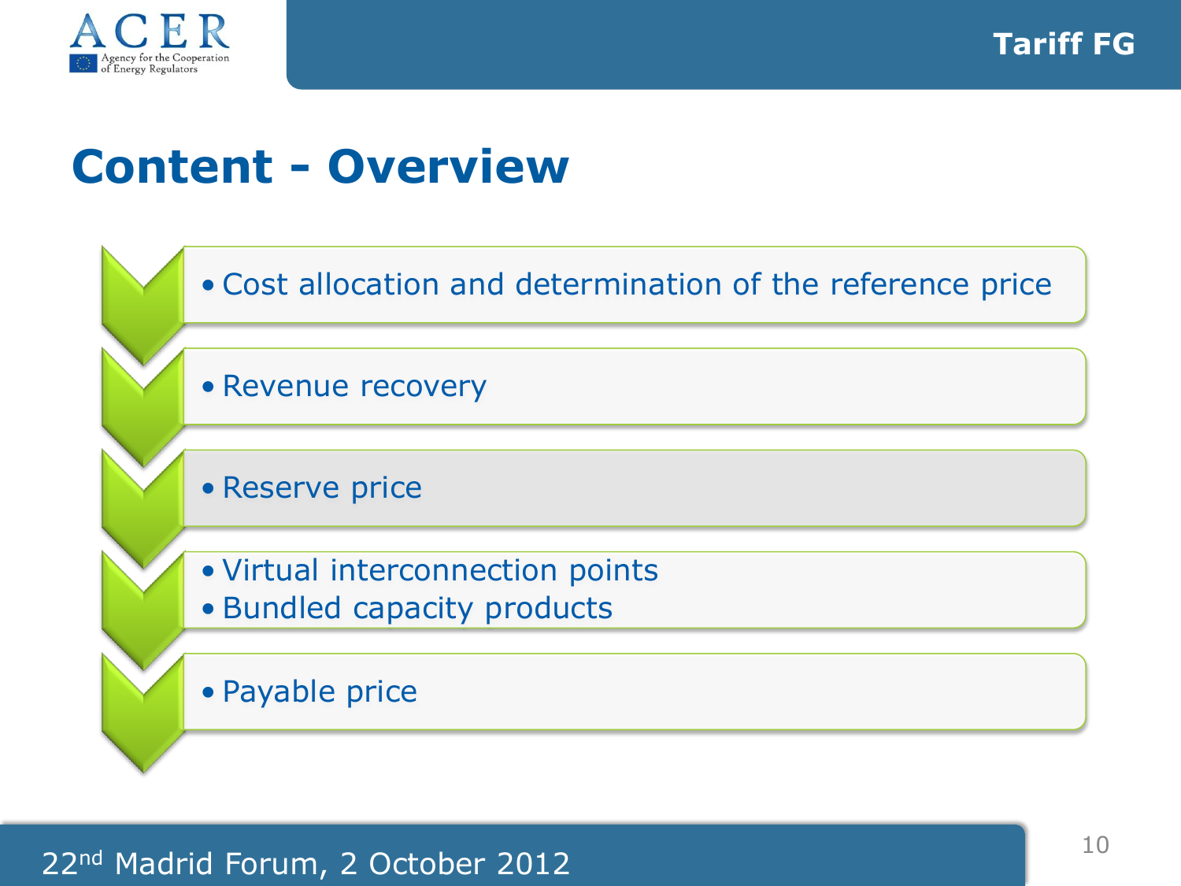# Content - Overview

- Cost allocation and determination of the reference price
- Revenue recovery
- Reserve price
- Virtual interconnection points
- Bundled capacity products
- Payable price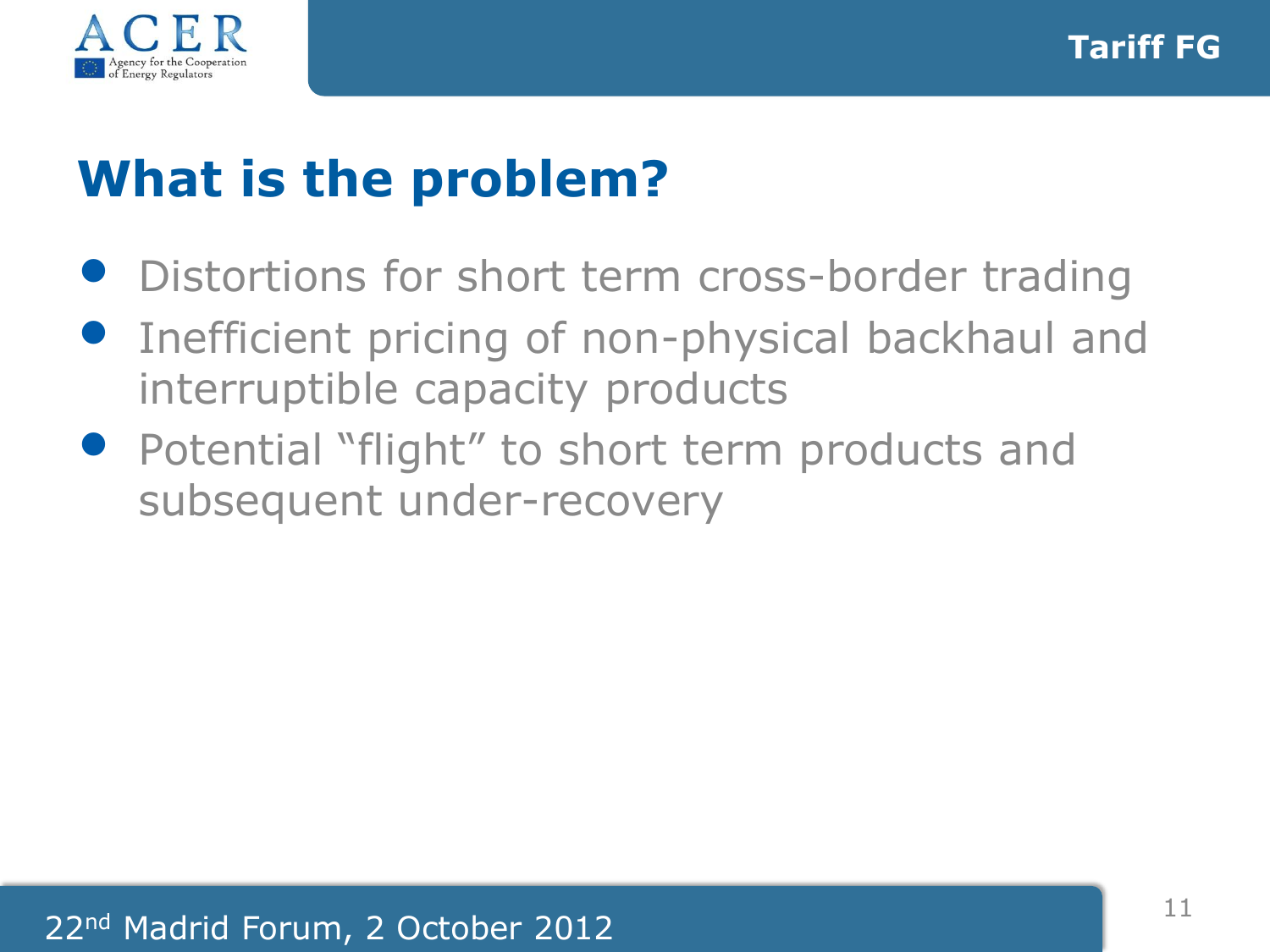# What is the problem?

- Distortions for short term cross-border trading
- Inefficient pricing of non-physical backhaul and interruptible capacity products
- Potential “flight” to short term products and subsequent under-recovery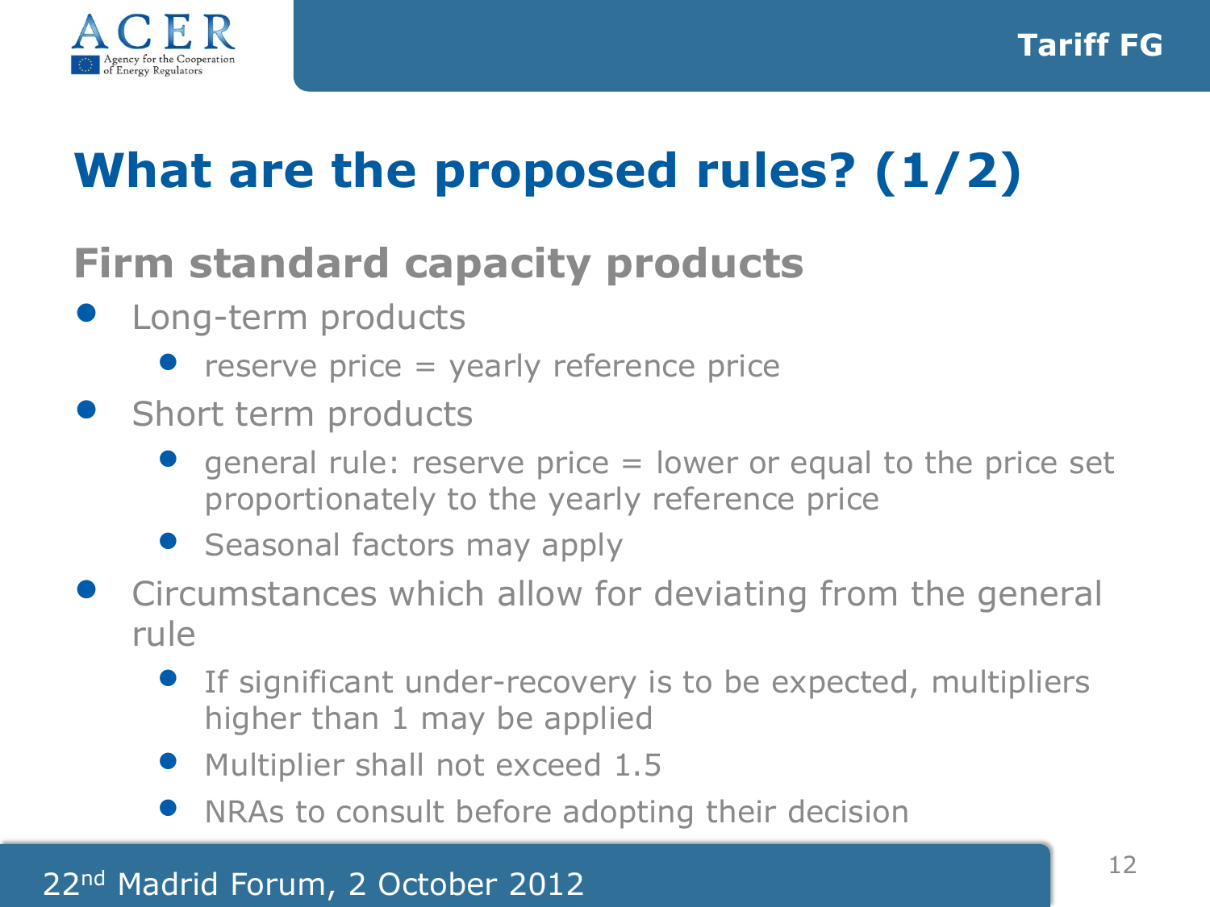# What are the proposed rules? (1/2)

## Firm standard capacity products

- Long-term products
  - reserve price = yearly reference price
- Short term products
  - general rule: reserve price = lower or equal to the price set proportionately to the yearly reference price
  - Seasonal factors may apply
- Circumstances which allow for deviating from the general rule
  - If significant under-recovery is to be expected, multipliers higher than 1 may be applied
  - Multiplier shall not exceed 1.5
  - NRAs to consult before adopting their decision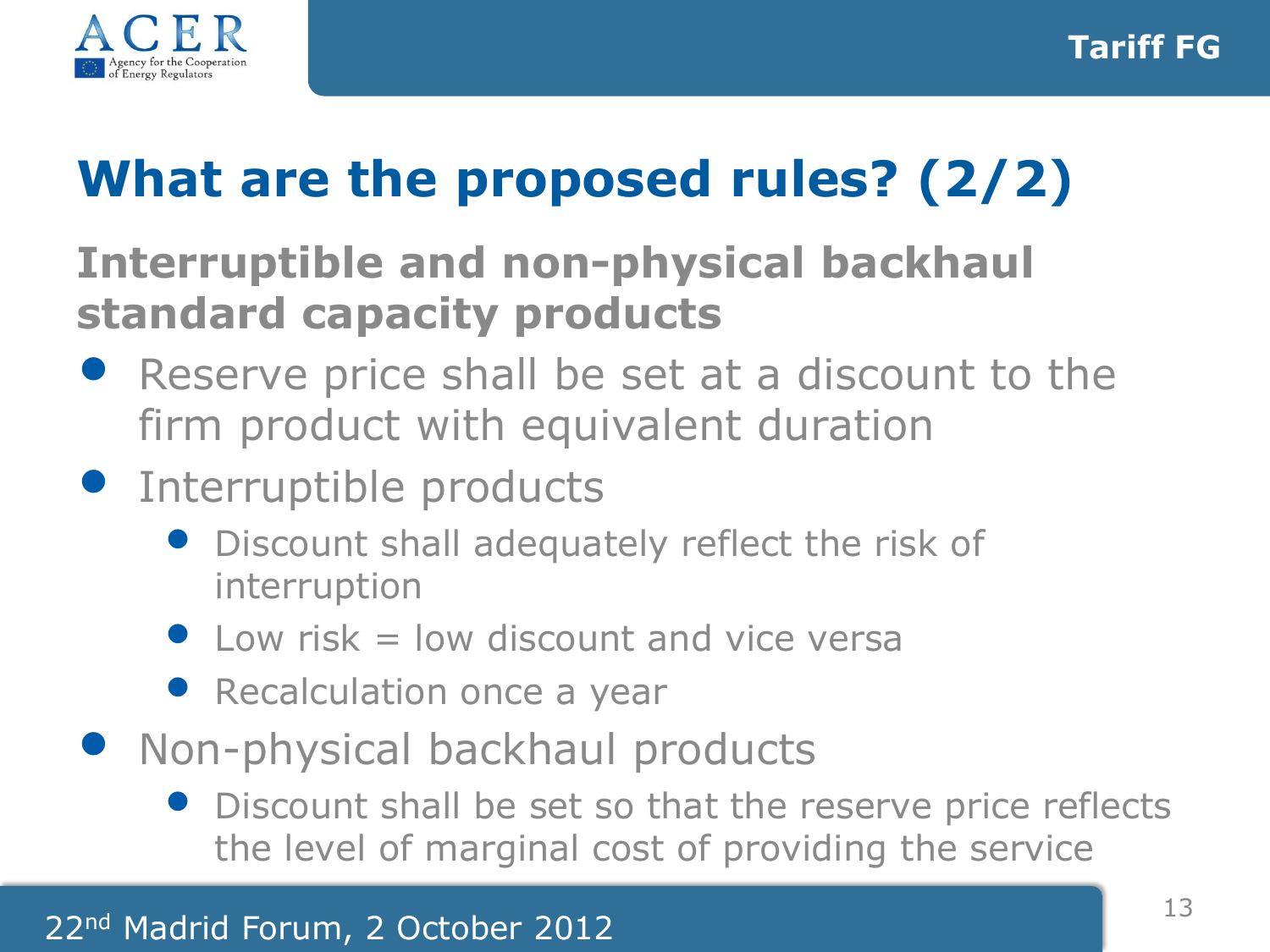# What are the proposed rules? (2/2)

## Interruptible and non-physical backhaul standard capacity products

- Reserve price shall be set at a discount to the firm product with equivalent duration
- Interruptible products
  - Discount shall adequately reflect the risk of interruption
  - Low risk = low discount and vice versa
  - Recalculation once a year
- Non-physical backhaul products
  - Discount shall be set so that the reserve price reflects the level of marginal cost of providing the service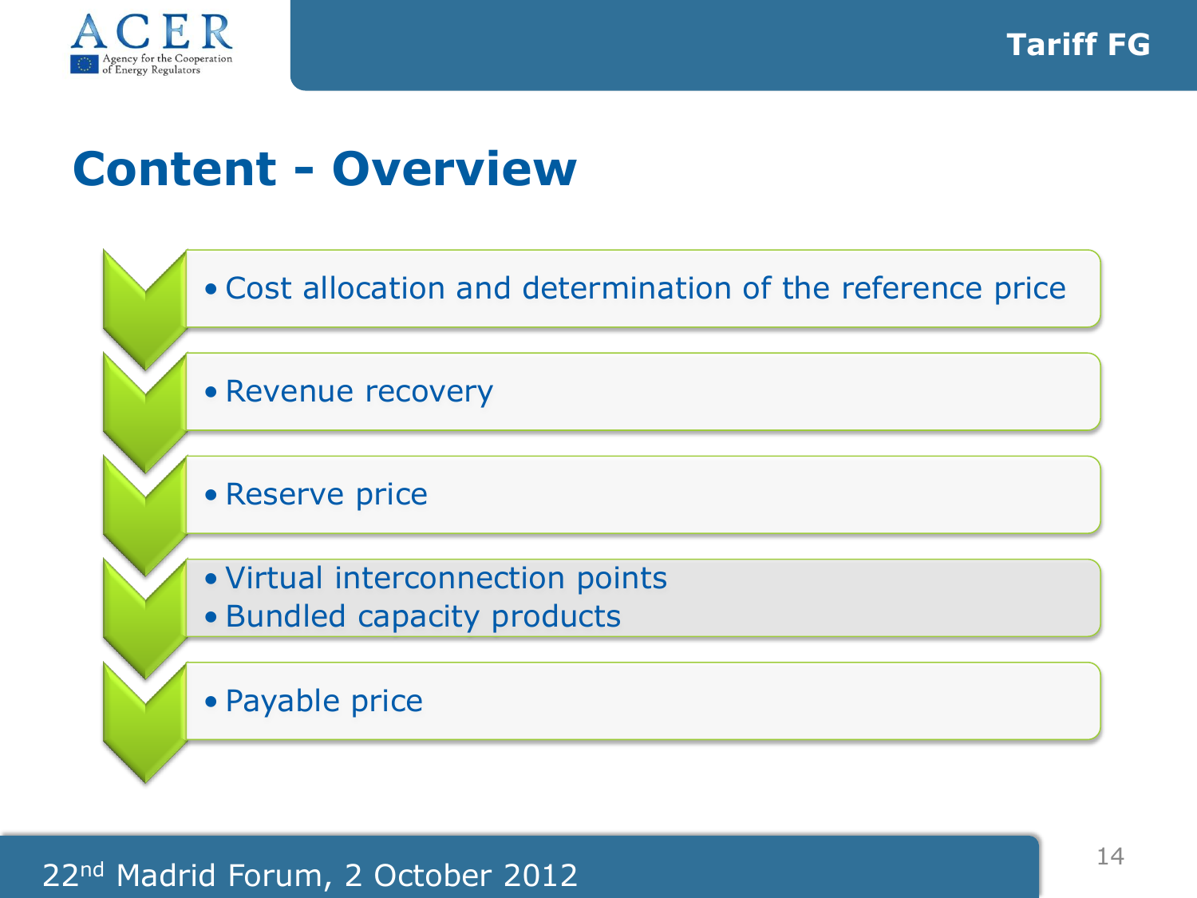# Content - Overview

- Cost allocation and determination of the reference price
- Revenue recovery
- Reserve price
- Virtual interconnection points
- Bundled capacity products
- Payable price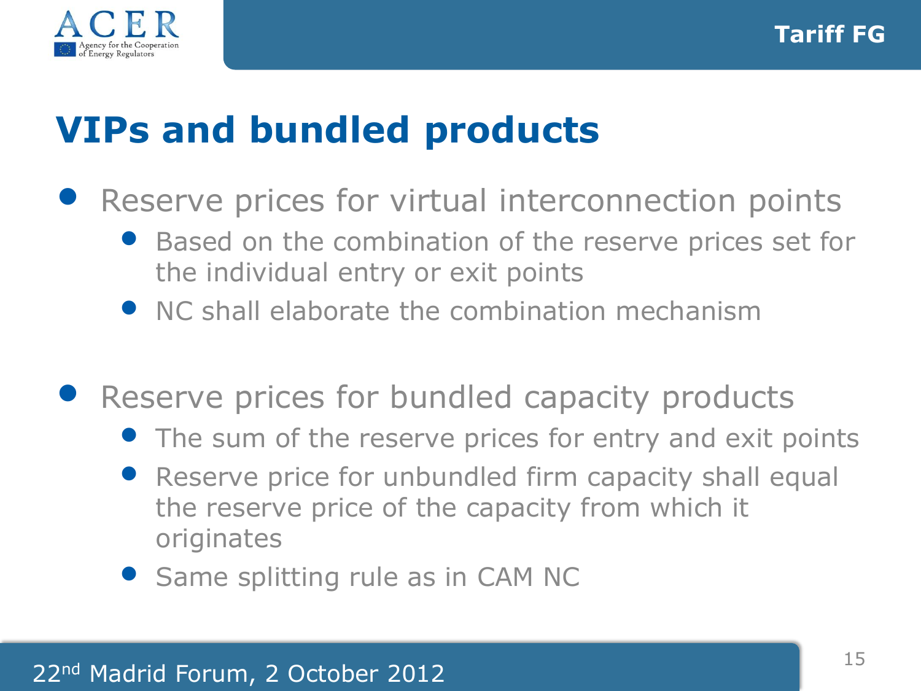# VIPs and bundled products

- Reserve prices for virtual interconnection points
  - Based on the combination of the reserve prices set for the individual entry or exit points
  - NC shall elaborate the combination mechanism

- Reserve prices for bundled capacity products
  - The sum of the reserve prices for entry and exit points
  - Reserve price for unbundled firm capacity shall equal the reserve price of the capacity from which it originates
  - Same splitting rule as in CAM NC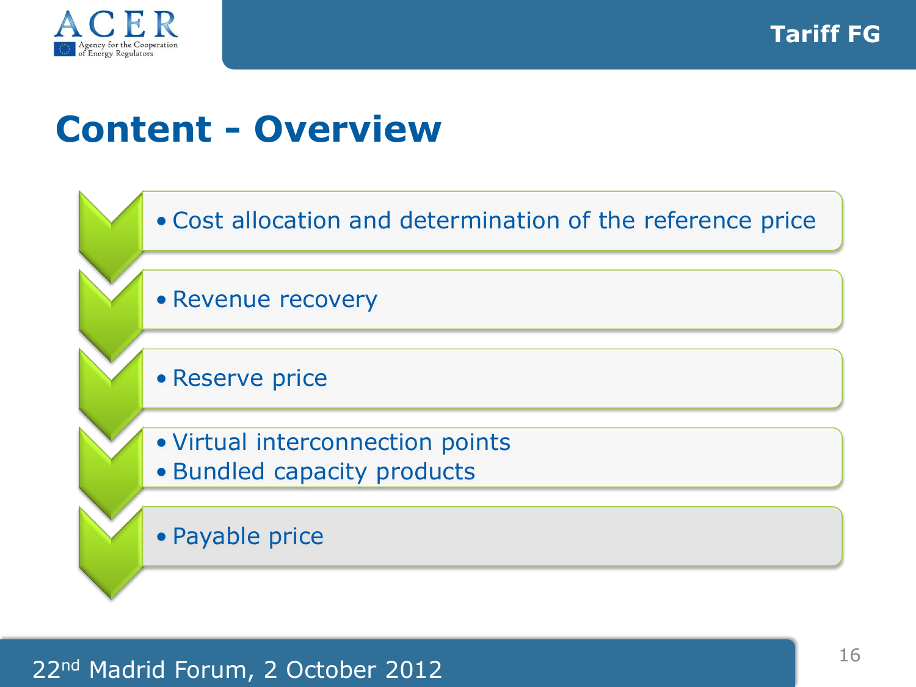# Content - Overview

- Cost allocation and determination of the reference price
- Revenue recovery
- Reserve price
- Virtual interconnection points
- Bundled capacity products
- Payable price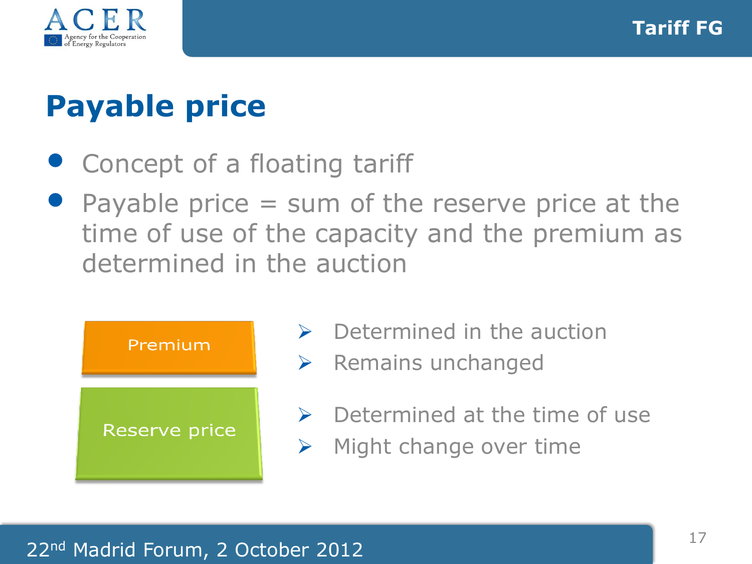# Payable price

- Concept of a floating tariff
- Payable price = sum of the reserve price at the time of use of the capacity and the premium as determined in the auction

Premium

- Determined in the auction
- Remains unchanged

Reserve price

- Determined at the time of use
- Might change over time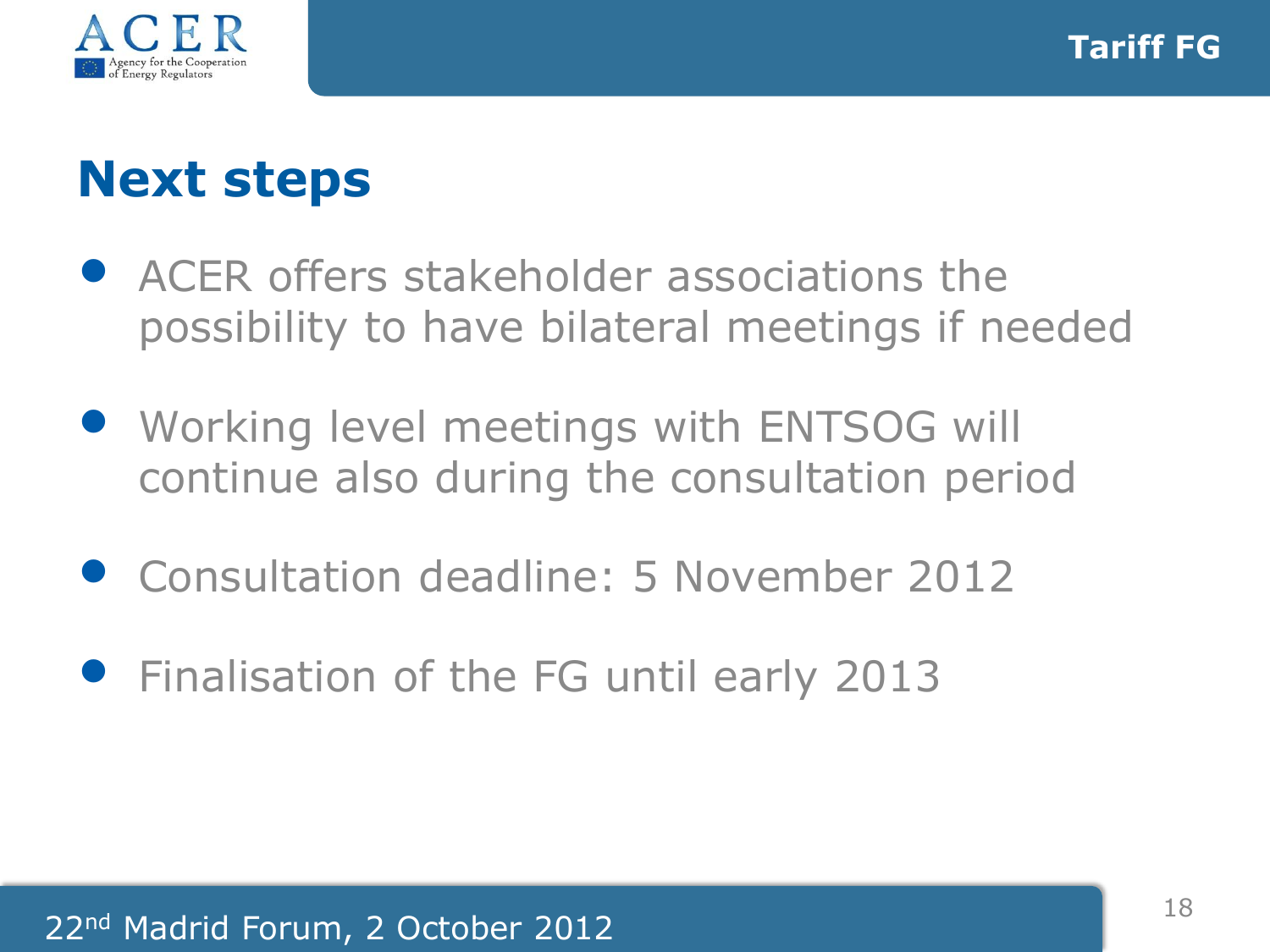## Next steps

- ACER offers stakeholder associations the possibility to have bilateral meetings if needed
- Working level meetings with ENTSOG will continue also during the consultation period
- Consultation deadline: 5 November 2012
- Finalisation of the FG until early 2013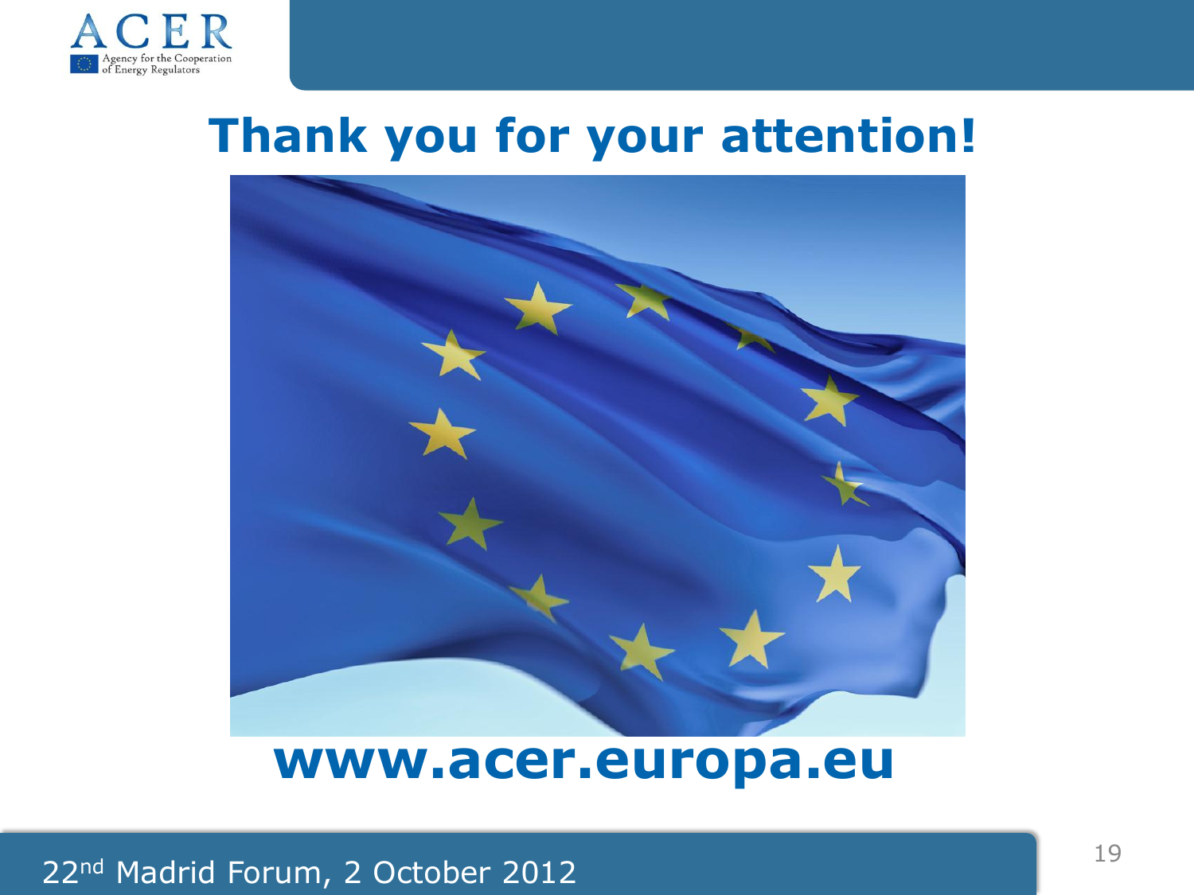# Thank you for your attention!

**www.acer.europa.eu**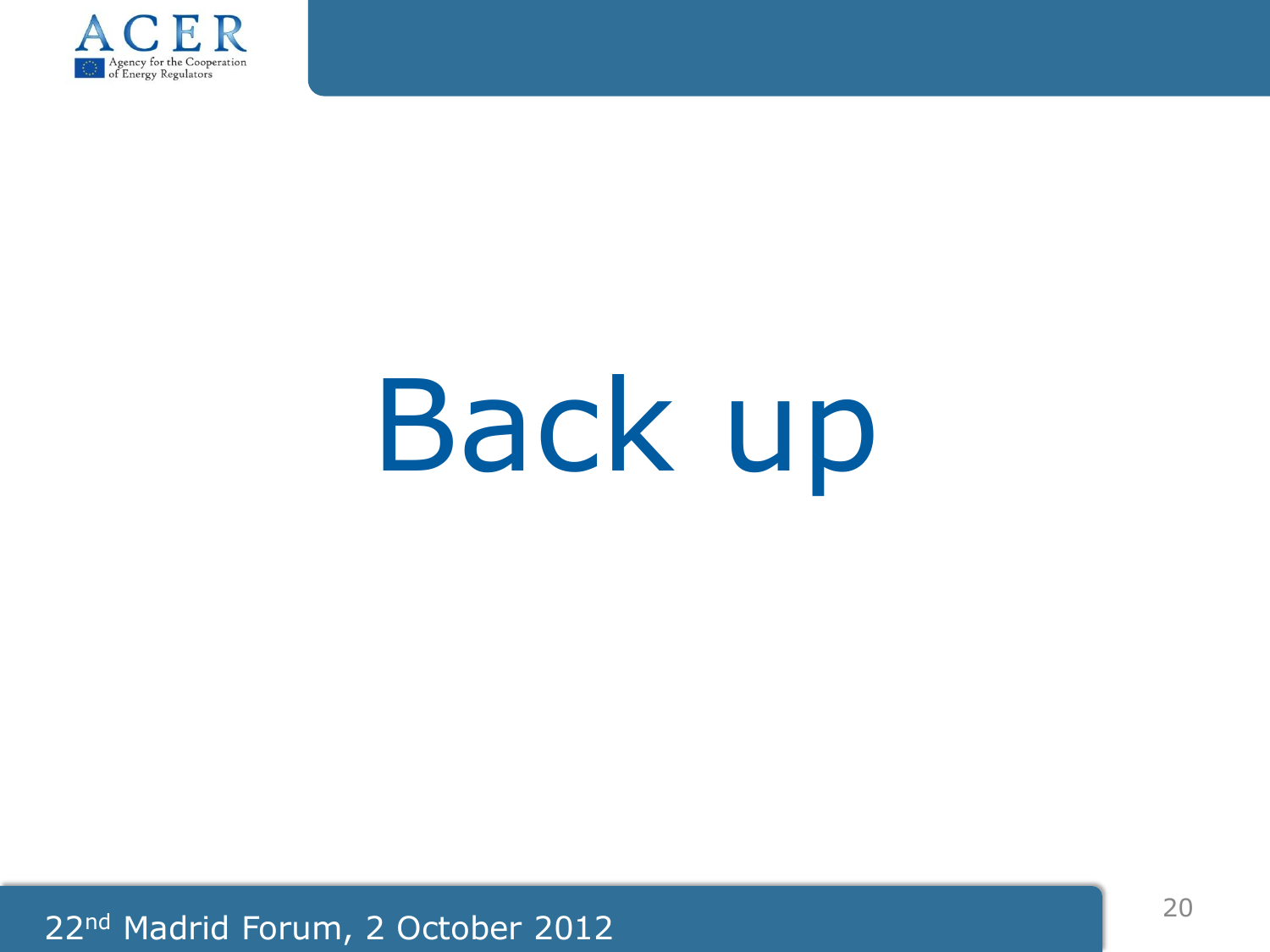# Back up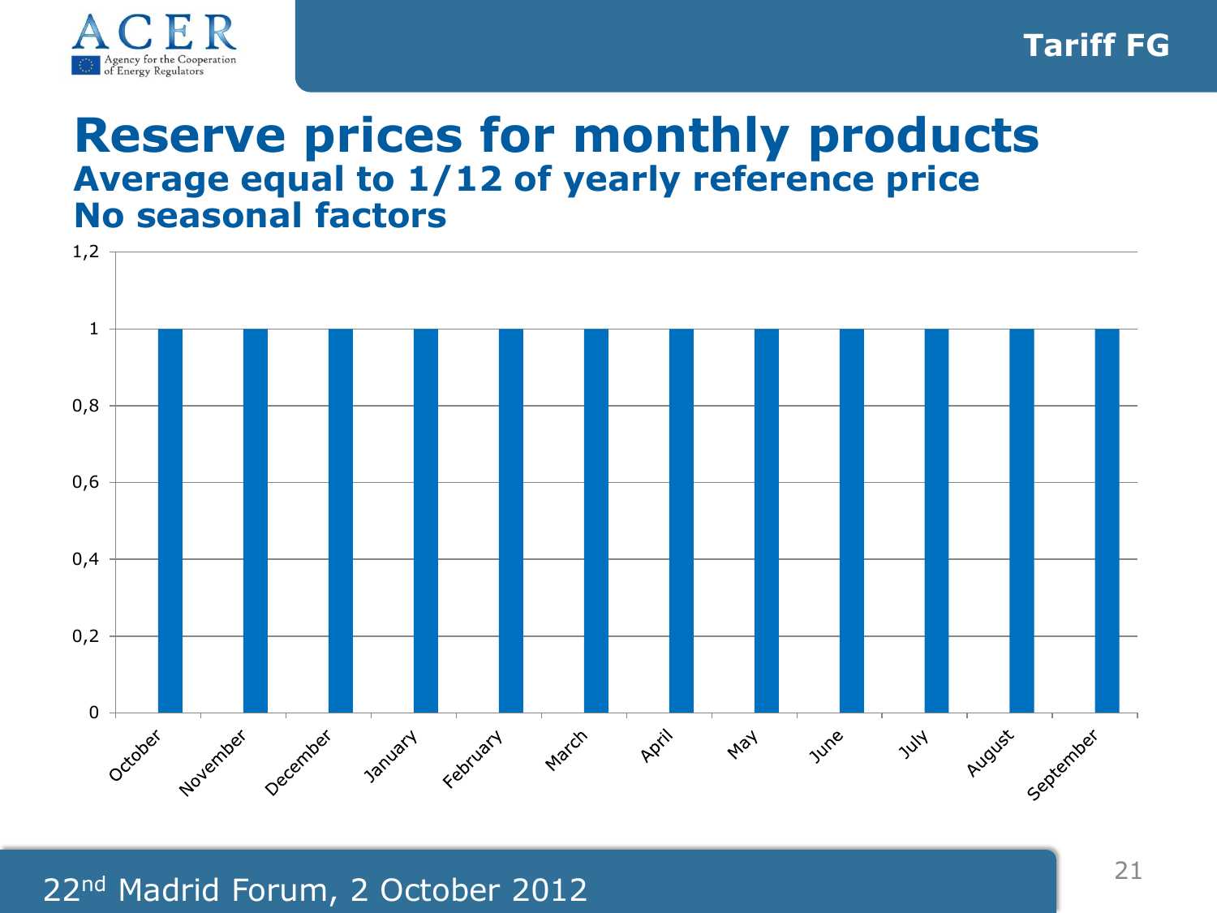# Reserve prices for monthly products

## Average equal to 1/12 of yearly reference price
## No seasonal factors

| Month | Value |
|---|---|
| October | 1 |
| November | 1 |
| December | 1 |
| January | 1 |
| February | 1 |
| March | 1 |
| April | 1 |
| May | 1 |
| June | 1 |
| July | 1 |
| August | 1 |
| September | 1 |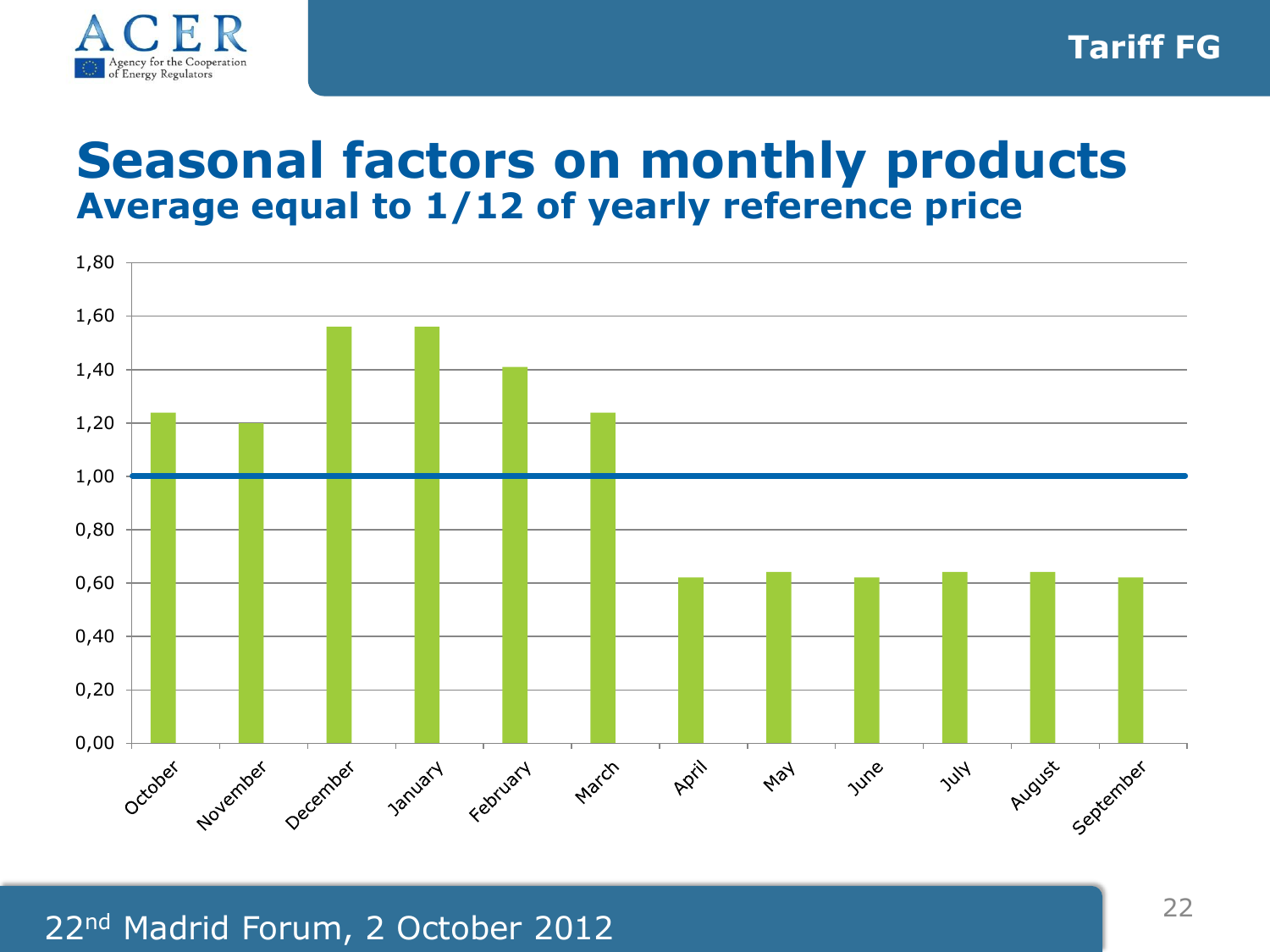# Seasonal factors on monthly products

## Average equal to 1/12 of yearly reference price

| Month | Seasonal factor |
|---|---|
| October | 1,24 |
| November | 1,20 |
| December | 1,56 |
| January | 1,56 |
| February | 1,41 |
| March | 1,24 |
| April | 0,62 |
| May | 0,64 |
| June | 0,62 |
| July | 0,64 |
| August | 0,64 |
| September | 0,62 |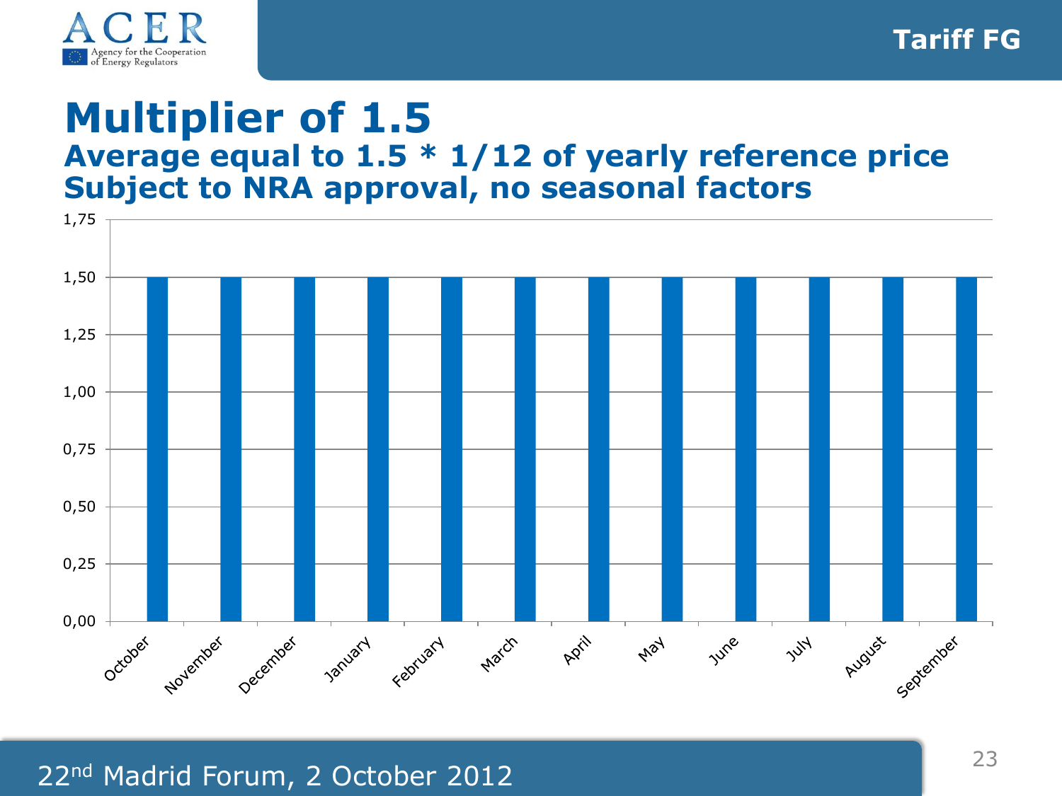# Multiplier of 1.5

## Average equal to 1.5 * 1/12 of yearly reference price
## Subject to NRA approval, no seasonal factors

| Month | Multiplier |
|---|---|
| October | 1,50 |
| November | 1,50 |
| December | 1,50 |
| January | 1,50 |
| February | 1,50 |
| March | 1,50 |
| April | 1,50 |
| May | 1,50 |
| June | 1,50 |
| July | 1,50 |
| August | 1,50 |
| September | 1,50 |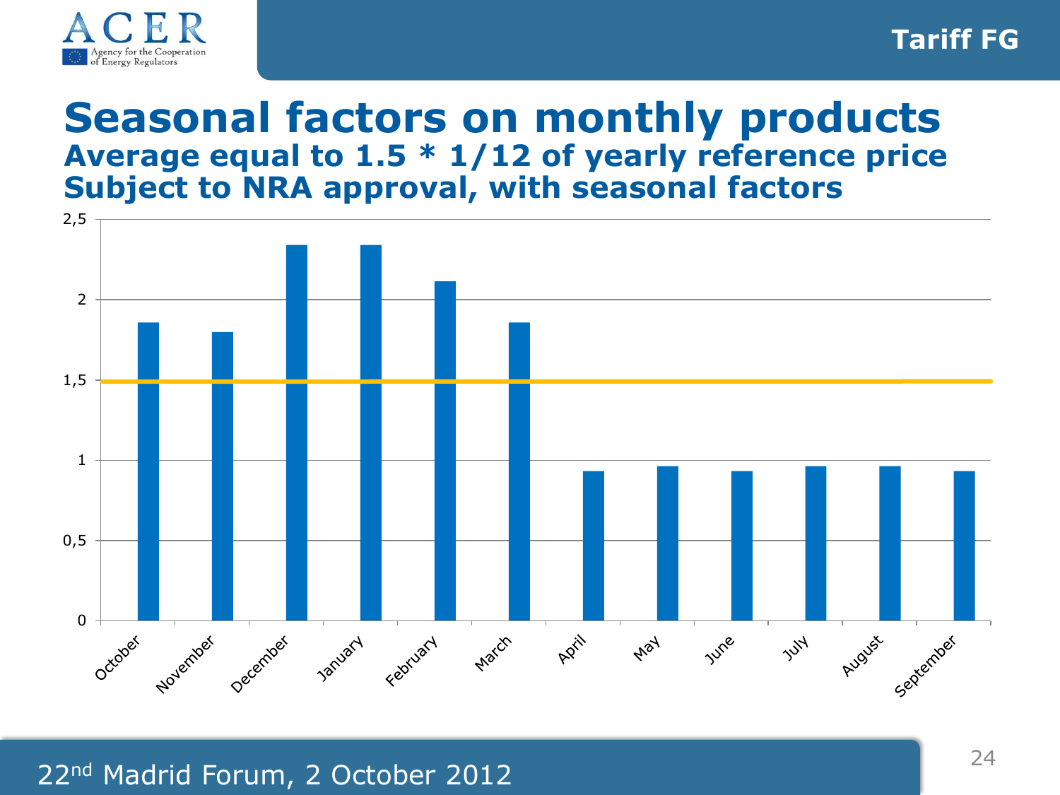# Seasonal factors on monthly products

## Average equal to 1.5 * 1/12 of yearly reference price
## Subject to NRA approval, with seasonal factors

2,5
2
1,5
1
0,5
0

October
November
December
January
February
March
April
May
June
July
August
September